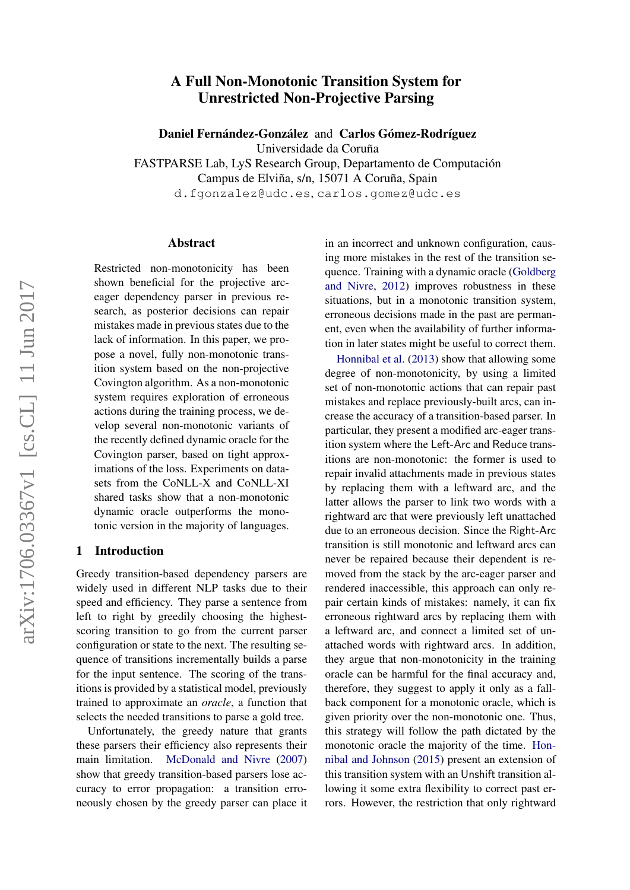# A Full Non-Monotonic Transition System for Unrestricted Non-Projective Parsing

**Daniel Fernández-González** and **Carlos Gómez-Rodríguez**
Universidade da Coruña
FASTPARSE Lab, LyS Research Group, Departamento de Computación
Campus de Elviña, s/n, 15071 A Coruña, Spain
`d.fgonzalez@udc.es`, `carlos.gomez@udc.es`

## Abstract

Restricted non-monotonicity has been shown beneficial for the projective arc-eager dependency parser in previous research, as posterior decisions can repair mistakes made in previous states due to the lack of information. In this paper, we propose a novel, fully non-monotonic transition system based on the non-projective Covington algorithm. As a non-monotonic system requires exploration of erroneous actions during the training process, we develop several non-monotonic variants of the recently defined dynamic oracle for the Covington parser, based on tight approximations of the loss. Experiments on datasets from the CoNLL-X and CoNLL-XI shared tasks show that a non-monotonic dynamic oracle outperforms the monotonic version in the majority of languages.

## 1 Introduction

Greedy transition-based dependency parsers are widely used in different NLP tasks due to their speed and efficiency. They parse a sentence from left to right by greedily choosing the highest-scoring transition to go from the current parser configuration or state to the next. The resulting sequence of transitions incrementally builds a parse for the input sentence. The scoring of the transitions is provided by a statistical model, previously trained to approximate an *oracle*, a function that selects the needed transitions to parse a gold tree.

Unfortunately, the greedy nature that grants these parsers their efficiency also represents their main limitation. McDonald and Nivre (2007) show that greedy transition-based parsers lose accuracy to error propagation: a transition erroneously chosen by the greedy parser can place it in an incorrect and unknown configuration, causing more mistakes in the rest of the transition sequence. Training with a dynamic oracle (Goldberg and Nivre, 2012) improves robustness in these situations, but in a monotonic transition system, erroneous decisions made in the past are permanent, even when the availability of further information in later states might be useful to correct them.

Honnibal et al. (2013) show that allowing some degree of non-monotonicity, by using a limited set of non-monotonic actions that can repair past mistakes and replace previously-built arcs, can increase the accuracy of a transition-based parser. In particular, they present a modified arc-eager transition system where the Left-Arc and Reduce transitions are non-monotonic: the former is used to repair invalid attachments made in previous states by replacing them with a leftward arc, and the latter allows the parser to link two words with a rightward arc that were previously left unattached due to an erroneous decision. Since the Right-Arc transition is still monotonic and leftward arcs can never be repaired because their dependent is removed from the stack by the arc-eager parser and rendered inaccessible, this approach can only repair certain kinds of mistakes: namely, it can fix erroneous rightward arcs by replacing them with a leftward arc, and connect a limited set of unattached words with rightward arcs. In addition, they argue that non-monotonicity in the training oracle can be harmful for the final accuracy and, therefore, they suggest to apply it only as a fallback component for a monotonic oracle, which is given priority over the non-monotonic one. Thus, this strategy will follow the path dictated by the monotonic oracle the majority of the time. Honnibal and Johnson (2015) present an extension of this transition system with an Unshift transition allowing it some extra flexibility to correct past errors. However, the restriction that only rightward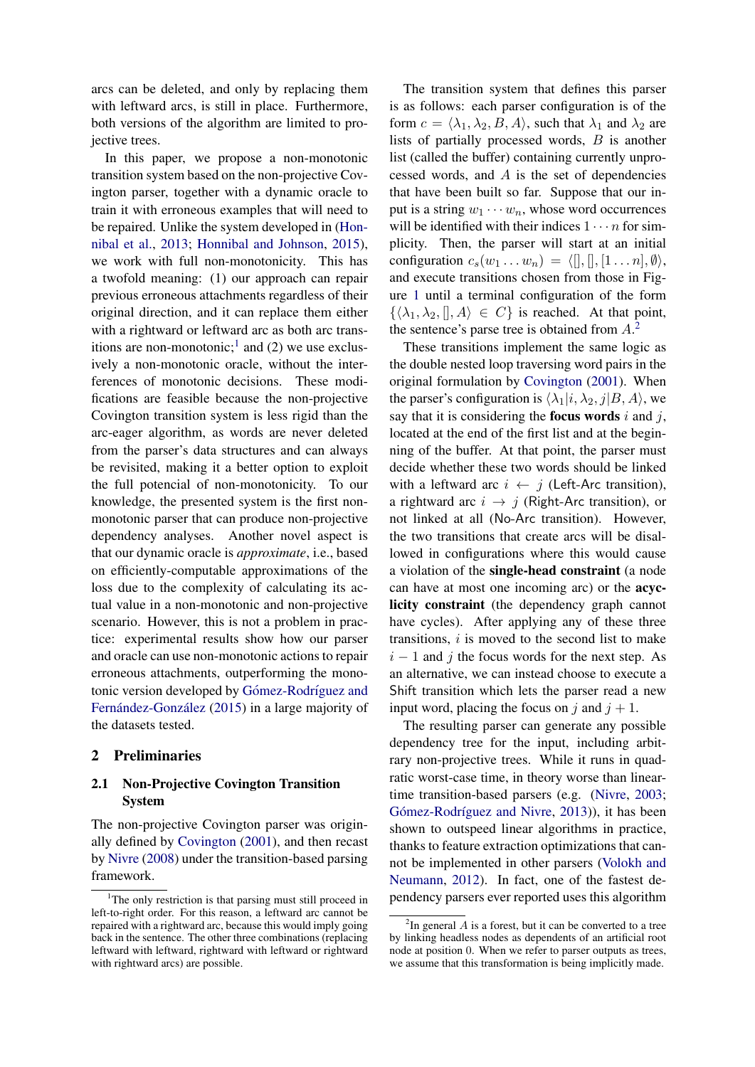arcs can be deleted, and only by replacing them with leftward arcs, is still in place. Furthermore, both versions of the algorithm are limited to projective trees.

In this paper, we propose a non-monotonic transition system based on the non-projective Covington parser, together with a dynamic oracle to train it with erroneous examples that will need to be repaired. Unlike the system developed in (Honnibal et al., 2013; Honnibal and Johnson, 2015), we work with full non-monotonicity. This has a twofold meaning: (1) our approach can repair previous erroneous attachments regardless of their original direction, and it can replace them either with a rightward or leftward arc as both arc transitions are non-monotonic;[1] and (2) we use exclusively a non-monotonic oracle, without the interferences of monotonic decisions. These modifications are feasible because the non-projective Covington transition system is less rigid than the arc-eager algorithm, as words are never deleted from the parser's data structures and can always be revisited, making it a better option to exploit the full potencial of non-monotonicity. To our knowledge, the presented system is the first non-monotonic parser that can produce non-projective dependency analyses. Another novel aspect is that our dynamic oracle is *approximate*, i.e., based on efficiently-computable approximations of the loss due to the complexity of calculating its actual value in a non-monotonic and non-projective scenario. However, this is not a problem in practice: experimental results show how our parser and oracle can use non-monotonic actions to repair erroneous attachments, outperforming the monotonic version developed by Gómez-Rodríguez and Fernández-González (2015) in a large majority of the datasets tested.

## 2 Preliminaries

### 2.1 Non-Projective Covington Transition System

The non-projective Covington parser was originally defined by Covington (2001), and then recast by Nivre (2008) under the transition-based parsing framework.

The transition system that defines this parser is as follows: each parser configuration is of the form $c = \langle \lambda_1, \lambda_2, B, A \rangle$, such that $\lambda_1$ and $\lambda_2$ are lists of partially processed words, $B$ is another list (called the buffer) containing currently unprocessed words, and $A$ is the set of dependencies that have been built so far. Suppose that our input is a string $w_1 \cdots w_n$, whose word occurrences will be identified with their indices $1 \cdots n$ for simplicity. Then, the parser will start at an initial configuration $c_s(w_1 \dots w_n) = \langle [], [], [1 \dots n], \emptyset \rangle$, and execute transitions chosen from those in Figure 1 until a terminal configuration of the form $\{\langle \lambda_1, \lambda_2, [], A \rangle \in C\}$ is reached. At that point, the sentence's parse tree is obtained from $A$.[2]

These transitions implement the same logic as the double nested loop traversing word pairs in the original formulation by Covington (2001). When the parser's configuration is $\langle \lambda_1 | i, \lambda_2, j | B, A \rangle$, we say that it is considering the **focus words** $i$ and $j$, located at the end of the first list and at the beginning of the buffer. At that point, the parser must decide whether these two words should be linked with a leftward arc $i \leftarrow j$ (Left-Arc transition), a rightward arc $i \rightarrow j$ (Right-Arc transition), or not linked at all (No-Arc transition). However, the two transitions that create arcs will be disallowed in configurations where this would cause a violation of the **single-head constraint** (a node can have at most one incoming arc) or the **acyclicity constraint** (the dependency graph cannot have cycles). After applying any of these three transitions, $i$ is moved to the second list to make $i-1$ and $j$ the focus words for the next step. As an alternative, we can instead choose to execute a Shift transition which lets the parser read a new input word, placing the focus on $j$ and $j+1$.

The resulting parser can generate any possible dependency tree for the input, including arbitrary non-projective trees. While it runs in quadratic worst-case time, in theory worse than linear-time transition-based parsers (e.g. (Nivre, 2003; Gómez-Rodríguez and Nivre, 2013)), it has been shown to outspeed linear algorithms in practice, thanks to feature extraction optimizations that cannot be implemented in other parsers (Volokh and Neumann, 2012). In fact, one of the fastest dependency parsers ever reported uses this algorithm

[1] The only restriction is that parsing must still proceed in left-to-right order. For this reason, a leftward arc cannot be repaired with a rightward arc, because this would imply going back in the sentence. The other three combinations (replacing leftward with leftward, rightward with leftward or rightward with rightward arcs) are possible.

[2] In general $A$ is a forest, but it can be converted to a tree by linking headless nodes as dependents of an artificial root node at position 0. When we refer to parser outputs as trees, we assume that this transformation is being implicitly made.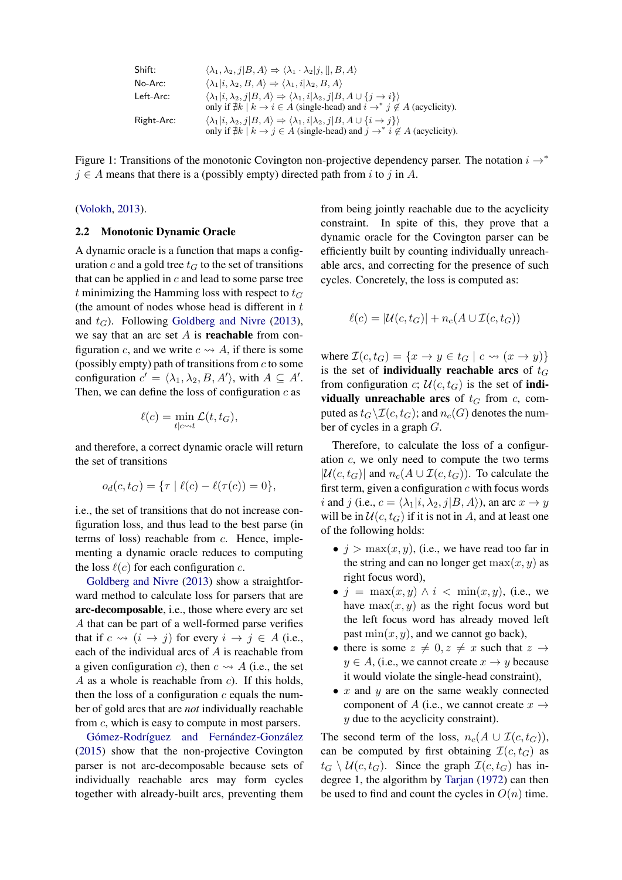| | |
|---|---|
| Shift: | $\langle \lambda_1, \lambda_2, j\|B, A\rangle \Rightarrow \langle \lambda_1 \cdot \lambda_2\|j, [], B, A\rangle$ |
| No-Arc: | $\langle \lambda_1\|i, \lambda_2, B, A\rangle \Rightarrow \langle \lambda_1, i\|\lambda_2, B, A\rangle$ |
| Left-Arc: | $\langle \lambda_1\|i, \lambda_2, j\|B, A\rangle \Rightarrow \langle \lambda_1, i\|\lambda_2, j\|B, A \cup \{j \rightarrow i\}\rangle$ only if $\nexists k \mid k \rightarrow i \in A$ (single-head) and $i \rightarrow^* j \notin A$ (acyclicity). |
| Right-Arc: | $\langle \lambda_1\|i, \lambda_2, j\|B, A\rangle \Rightarrow \langle \lambda_1, i\|\lambda_2, j\|B, A \cup \{i \rightarrow j\}\rangle$ only if $\nexists k \mid k \rightarrow j \in A$ (single-head) and $j \rightarrow^* i \notin A$ (acyclicity). |

Figure 1: Transitions of the monotonic Covington non-projective dependency parser. The notation $i \rightarrow^* j \in A$ means that there is a (possibly empty) directed path from $i$ to $j$ in $A$.

(Volokh, 2013).

## 2.2 Monotonic Dynamic Oracle

A dynamic oracle is a function that maps a configuration $c$ and a gold tree $t_G$ to the set of transitions that can be applied in $c$ and lead to some parse tree $t$ minimizing the Hamming loss with respect to $t_G$ (the amount of nodes whose head is different in $t$ and $t_G$). Following Goldberg and Nivre (2013), we say that an arc set $A$ is **reachable** from configuration $c$, and we write $c \rightsquigarrow A$, if there is some (possibly empty) path of transitions from $c$ to some configuration $c' = \langle \lambda_1, \lambda_2, B, A'\rangle$, with $A \subseteq A'$. Then, we can define the loss of configuration $c$ as

$$\ell(c) = \min_{t \mid c \rightsquigarrow t} \mathcal{L}(t, t_G),$$

and therefore, a correct dynamic oracle will return the set of transitions

$$o_d(c, t_G) = \{\tau \mid \ell(c) - \ell(\tau(c)) = 0\},$$

i.e., the set of transitions that do not increase configuration loss, and thus lead to the best parse (in terms of loss) reachable from $c$. Hence, implementing a dynamic oracle reduces to computing the loss $\ell(c)$ for each configuration $c$.

Goldberg and Nivre (2013) show a straightforward method to calculate loss for parsers that are **arc-decomposable**, i.e., those where every arc set $A$ that can be part of a well-formed parse verifies that if $c \rightsquigarrow (i \rightarrow j)$ for every $i \rightarrow j \in A$ (i.e., each of the individual arcs of $A$ is reachable from a given configuration $c$), then $c \rightsquigarrow A$ (i.e., the set $A$ as a whole is reachable from $c$). If this holds, then the loss of a configuration $c$ equals the number of gold arcs that are *not* individually reachable from $c$, which is easy to compute in most parsers.

Gómez-Rodríguez and Fernández-González (2015) show that the non-projective Covington parser is not arc-decomposable because sets of individually reachable arcs may form cycles together with already-built arcs, preventing them from being jointly reachable due to the acyclicity constraint. In spite of this, they prove that a dynamic oracle for the Covington parser can be efficiently built by counting individually unreachable arcs, and correcting for the presence of such cycles. Concretely, the loss is computed as:

$$\ell(c) = |\mathcal{U}(c, t_G)| + n_c(A \cup \mathcal{I}(c, t_G))$$

where $\mathcal{I}(c, t_G) = \{x \rightarrow y \in t_G \mid c \rightsquigarrow (x \rightarrow y)\}$ is the set of **individually reachable arcs** of $t_G$ from configuration $c$; $\mathcal{U}(c, t_G)$ is the set of **individually unreachable arcs** of $t_G$ from $c$, computed as $t_G \backslash \mathcal{I}(c, t_G)$; and $n_c(G)$ denotes the number of cycles in a graph $G$.

Therefore, to calculate the loss of a configuration $c$, we only need to compute the two terms $|\mathcal{U}(c, t_G)|$ and $n_c(A \cup \mathcal{I}(c, t_G))$. To calculate the first term, given a configuration $c$ with focus words $i$ and $j$ (i.e., $c = \langle \lambda_1|i, \lambda_2, j|B, A\rangle$), an arc $x \rightarrow y$ will be in $\mathcal{U}(c, t_G)$ if it is not in $A$, and at least one of the following holds:

- $j > \max(x, y)$, (i.e., we have read too far in the string and can no longer get $\max(x, y)$ as right focus word),
- $j = \max(x, y) \wedge i < \min(x, y)$, (i.e., we have $\max(x, y)$ as the right focus word but the left focus word has already moved left past $\min(x, y)$, and we cannot go back),
- there is some $z \neq 0, z \neq x$ such that $z \rightarrow y \in A$, (i.e., we cannot create $x \rightarrow y$ because it would violate the single-head constraint),
- $x$ and $y$ are on the same weakly connected component of $A$ (i.e., we cannot create $x \rightarrow y$ due to the acyclicity constraint).

The second term of the loss, $n_c(A \cup \mathcal{I}(c, t_G))$, can be computed by first obtaining $\mathcal{I}(c, t_G)$ as $t_G \setminus \mathcal{U}(c, t_G)$. Since the graph $\mathcal{I}(c, t_G)$ has in-degree 1, the algorithm by Tarjan (1972) can then be used to find and count the cycles in $O(n)$ time.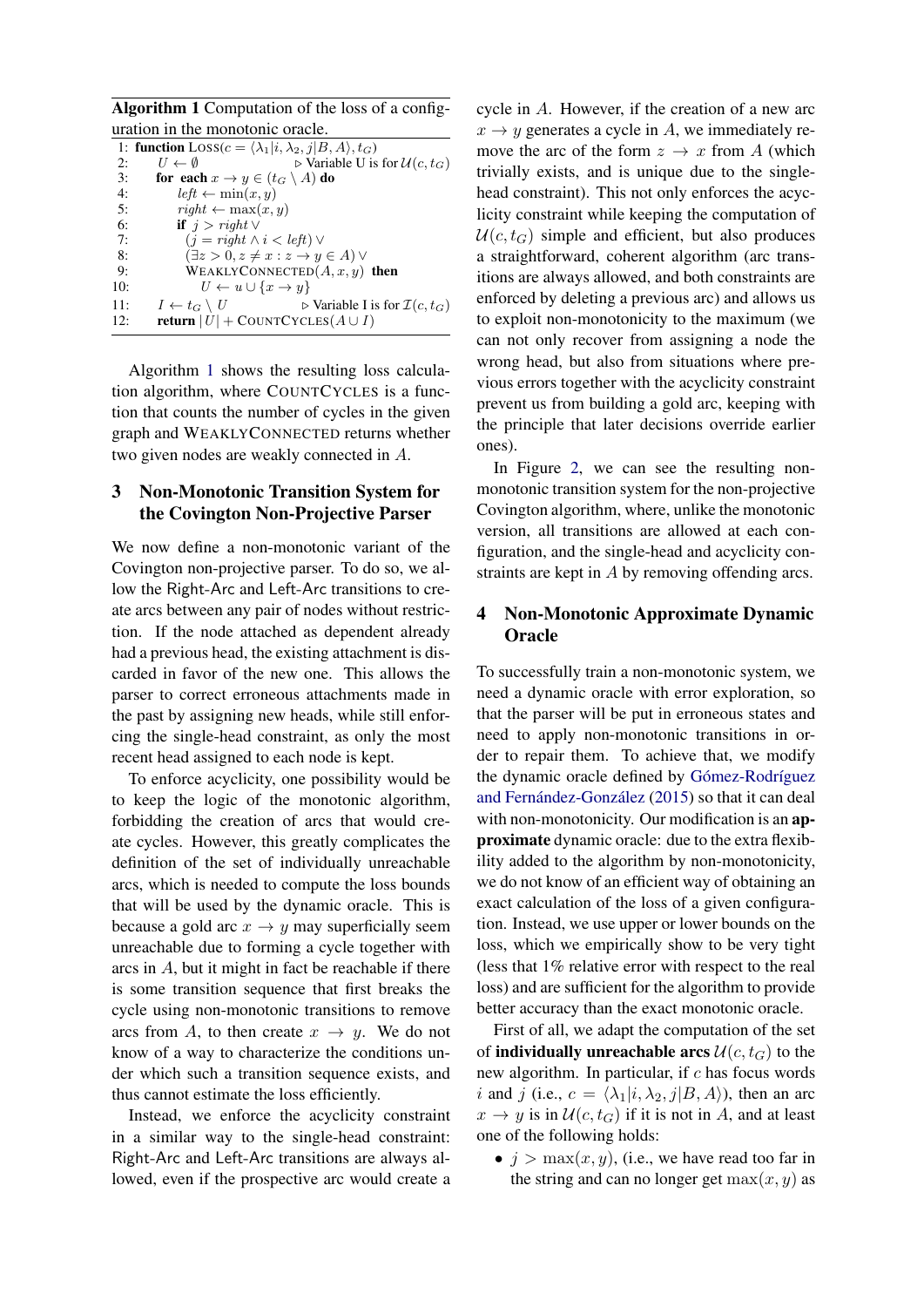**Algorithm 1** Computation of the loss of a configuration in the monotonic oracle.

```
1:  function LOSS(c = ⟨λ1|i, λ2, j|B, A⟩, t_G)
2:      U ← ∅                          ▷ Variable U is for U(c, t_G)
3:      for each x → y ∈ (t_G \ A) do
4:          left ← min(x, y)
5:          right ← max(x, y)
6:          if j > right ∨
7:             (j = right ∧ i < left) ∨
8:             (∃z > 0, z ≠ x : z → y ∈ A) ∨
9:             WEAKLYCONNECTED(A, x, y) then
10:                U ← u ∪ {x → y}
11:     I ← t_G \ U                    ▷ Variable I is for I(c, t_G)
12:     return |U| + COUNTCYCLES(A ∪ I)
```

Algorithm 1 shows the resulting loss calculation algorithm, where COUNTCYCLES is a function that counts the number of cycles in the given graph and WEAKLYCONNECTED returns whether two given nodes are weakly connected in $A$.

## 3 Non-Monotonic Transition System for the Covington Non-Projective Parser

We now define a non-monotonic variant of the Covington non-projective parser. To do so, we allow the Right-Arc and Left-Arc transitions to create arcs between any pair of nodes without restriction. If the node attached as dependent already had a previous head, the existing attachment is discarded in favor of the new one. This allows the parser to correct erroneous attachments made in the past by assigning new heads, while still enforcing the single-head constraint, as only the most recent head assigned to each node is kept.

To enforce acyclicity, one possibility would be to keep the logic of the monotonic algorithm, forbidding the creation of arcs that would create cycles. However, this greatly complicates the definition of the set of individually unreachable arcs, which is needed to compute the loss bounds that will be used by the dynamic oracle. This is because a gold arc $x \rightarrow y$ may superficially seem unreachable due to forming a cycle together with arcs in $A$, but it might in fact be reachable if there is some transition sequence that first breaks the cycle using non-monotonic transitions to remove arcs from $A$, to then create $x \rightarrow y$. We do not know of a way to characterize the conditions under which such a transition sequence exists, and thus cannot estimate the loss efficiently.

Instead, we enforce the acyclicity constraint in a similar way to the single-head constraint: Right-Arc and Left-Arc transitions are always allowed, even if the prospective arc would create a cycle in $A$. However, if the creation of a new arc $x \rightarrow y$ generates a cycle in $A$, we immediately remove the arc of the form $z \rightarrow x$ from $A$ (which trivially exists, and is unique due to the single-head constraint). This not only enforces the acyclicity constraint while keeping the computation of $\mathcal{U}(c, t_G)$ simple and efficient, but also produces a straightforward, coherent algorithm (arc transitions are always allowed, and both constraints are enforced by deleting a previous arc) and allows us to exploit non-monotonicity to the maximum (we can not only recover from assigning a node the wrong head, but also from situations where previous errors together with the acyclicity constraint prevent us from building a gold arc, keeping with the principle that later decisions override earlier ones).

In Figure 2, we can see the resulting non-monotonic transition system for the non-projective Covington algorithm, where, unlike the monotonic version, all transitions are allowed at each configuration, and the single-head and acyclicity constraints are kept in $A$ by removing offending arcs.

## 4 Non-Monotonic Approximate Dynamic Oracle

To successfully train a non-monotonic system, we need a dynamic oracle with error exploration, so that the parser will be put in erroneous states and need to apply non-monotonic transitions in order to repair them. To achieve that, we modify the dynamic oracle defined by Gómez-Rodríguez and Fernández-González (2015) so that it can deal with non-monotonicity. Our modification is an **approximate** dynamic oracle: due to the extra flexibility added to the algorithm by non-monotonicity, we do not know of an efficient way of obtaining an exact calculation of the loss of a given configuration. Instead, we use upper or lower bounds on the loss, which we empirically show to be very tight (less that 1% relative error with respect to the real loss) and are sufficient for the algorithm to provide better accuracy than the exact monotonic oracle.

First of all, we adapt the computation of the set of **individually unreachable arcs** $\mathcal{U}(c, t_G)$ to the new algorithm. In particular, if $c$ has focus words $i$ and $j$ (i.e., $c = \langle \lambda_1 | i, \lambda_2, j | B, A \rangle$), then an arc $x \rightarrow y$ is in $\mathcal{U}(c, t_G)$ if it is not in $A$, and at least one of the following holds:

- $j > \max(x, y)$, (i.e., we have read too far in the string and can no longer get $\max(x, y)$ as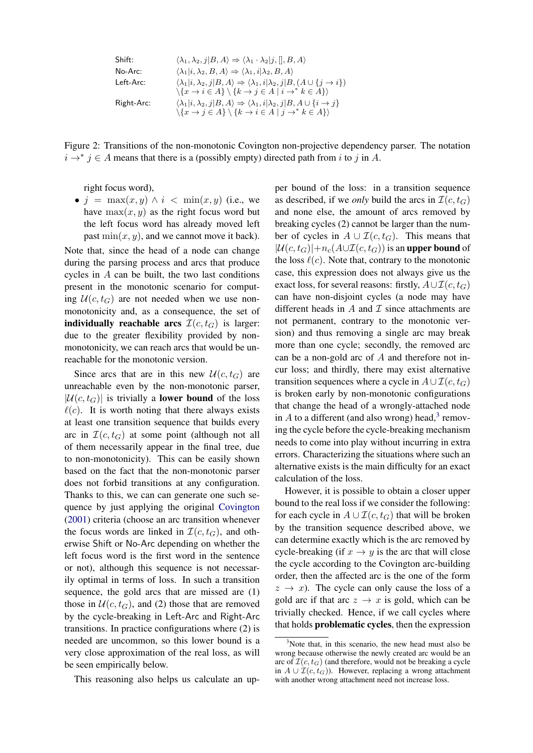| | |
|---|---|
| Shift: | $\langle \lambda_1, \lambda_2, j\|B, A\rangle \Rightarrow \langle \lambda_1 \cdot \lambda_2\|j, [], B, A\rangle$ |
| No-Arc: | $\langle \lambda_1\|i, \lambda_2, B, A\rangle \Rightarrow \langle \lambda_1, i\|\lambda_2, B, A\rangle$ |
| Left-Arc: | $\langle \lambda_1\|i, \lambda_2, j\|B, A\rangle \Rightarrow \langle \lambda_1, i\|\lambda_2, j\|B, (A \cup \{j \to i\}) \setminus \{x \to i \in A\} \setminus \{k \to j \in A \mid i \to^* k \in A\}\rangle$ |
| Right-Arc: | $\langle \lambda_1\|i, \lambda_2, j\|B, A\rangle \Rightarrow \langle \lambda_1, i\|\lambda_2, j\|B, A \cup \{i \to j\} \setminus \{x \to j \in A\} \setminus \{k \to i \in A \mid j \to^* k \in A\}\rangle$ |

Figure 2: Transitions of the non-monotonic Covington non-projective dependency parser. The notation $i \to^* j \in A$ means that there is a (possibly empty) directed path from $i$ to $j$ in $A$.

right focus word),

- $j = \max(x, y) \land i < \min(x, y)$ (i.e., we have $\max(x, y)$ as the right focus word but the left focus word has already moved left past $\min(x, y)$, and we cannot move it back).

Note that, since the head of a node can change during the parsing process and arcs that produce cycles in $A$ can be built, the two last conditions present in the monotonic scenario for computing $\mathcal{U}(c, t_G)$ are not needed when we use non-monotonicity and, as a consequence, the set of **individually reachable arcs** $\mathcal{I}(c, t_G)$ is larger: due to the greater flexibility provided by non-monotonicity, we can reach arcs that would be unreachable for the monotonic version.

Since arcs that are in this new $\mathcal{U}(c, t_G)$ are unreachable even by the non-monotonic parser, $|\mathcal{U}(c, t_G)|$ is trivially a **lower bound** of the loss $\ell(c)$. It is worth noting that there always exists at least one transition sequence that builds every arc in $\mathcal{I}(c, t_G)$ at some point (although not all of them necessarily appear in the final tree, due to non-monotonicity). This can be easily shown based on the fact that the non-monotonic parser does not forbid transitions at any configuration. Thanks to this, we can can generate one such sequence by just applying the original Covington (2001) criteria (choose an arc transition whenever the focus words are linked in $\mathcal{I}(c, t_G)$, and otherwise Shift or No-Arc depending on whether the left focus word is the first word in the sentence or not), although this sequence is not necessarily optimal in terms of loss. In such a transition sequence, the gold arcs that are missed are (1) those in $\mathcal{U}(c, t_G)$, and (2) those that are removed by the cycle-breaking in Left-Arc and Right-Arc transitions. In practice configurations where (2) is needed are uncommon, so this lower bound is a very close approximation of the real loss, as will be seen empirically below.

This reasoning also helps us calculate an upper bound of the loss: in a transition sequence as described, if we *only* build the arcs in $\mathcal{I}(c, t_G)$ and none else, the amount of arcs removed by breaking cycles (2) cannot be larger than the number of cycles in $A \cup \mathcal{I}(c, t_G)$. This means that $|\mathcal{U}(c, t_G)| + n_c(A \cup \mathcal{I}(c, t_G))$ is an **upper bound** of the loss $\ell(c)$. Note that, contrary to the monotonic case, this expression does not always give us the exact loss, for several reasons: firstly, $A \cup \mathcal{I}(c, t_G)$ can have non-disjoint cycles (a node may have different heads in $A$ and $\mathcal{I}$ since attachments are not permanent, contrary to the monotonic version) and thus removing a single arc may break more than one cycle; secondly, the removed arc can be a non-gold arc of $A$ and therefore not incur loss; and thirdly, there may exist alternative transition sequences where a cycle in $A \cup \mathcal{I}(c, t_G)$ is broken early by non-monotonic configurations that change the head of a wrongly-attached node in $A$ to a different (and also wrong) head,[3] removing the cycle before the cycle-breaking mechanism needs to come into play without incurring in extra errors. Characterizing the situations where such an alternative exists is the main difficulty for an exact calculation of the loss.

However, it is possible to obtain a closer upper bound to the real loss if we consider the following: for each cycle in $A \cup \mathcal{I}(c, t_G)$ that will be broken by the transition sequence described above, we can determine exactly which is the arc removed by cycle-breaking (if $x \to y$ is the arc that will close the cycle according to the Covington arc-building order, then the affected arc is the one of the form $z \to x$). The cycle can only cause the loss of a gold arc if that arc $z \to x$ is gold, which can be trivially checked. Hence, if we call cycles where that holds **problematic cycles**, then the expression

[3] Note that, in this scenario, the new head must also be wrong because otherwise the newly created arc would be an arc of $\mathcal{I}(c, t_G)$ (and therefore, would not be breaking a cycle in $A \cup \mathcal{I}(c, t_G)$). However, replacing a wrong attachment with another wrong attachment need not increase loss.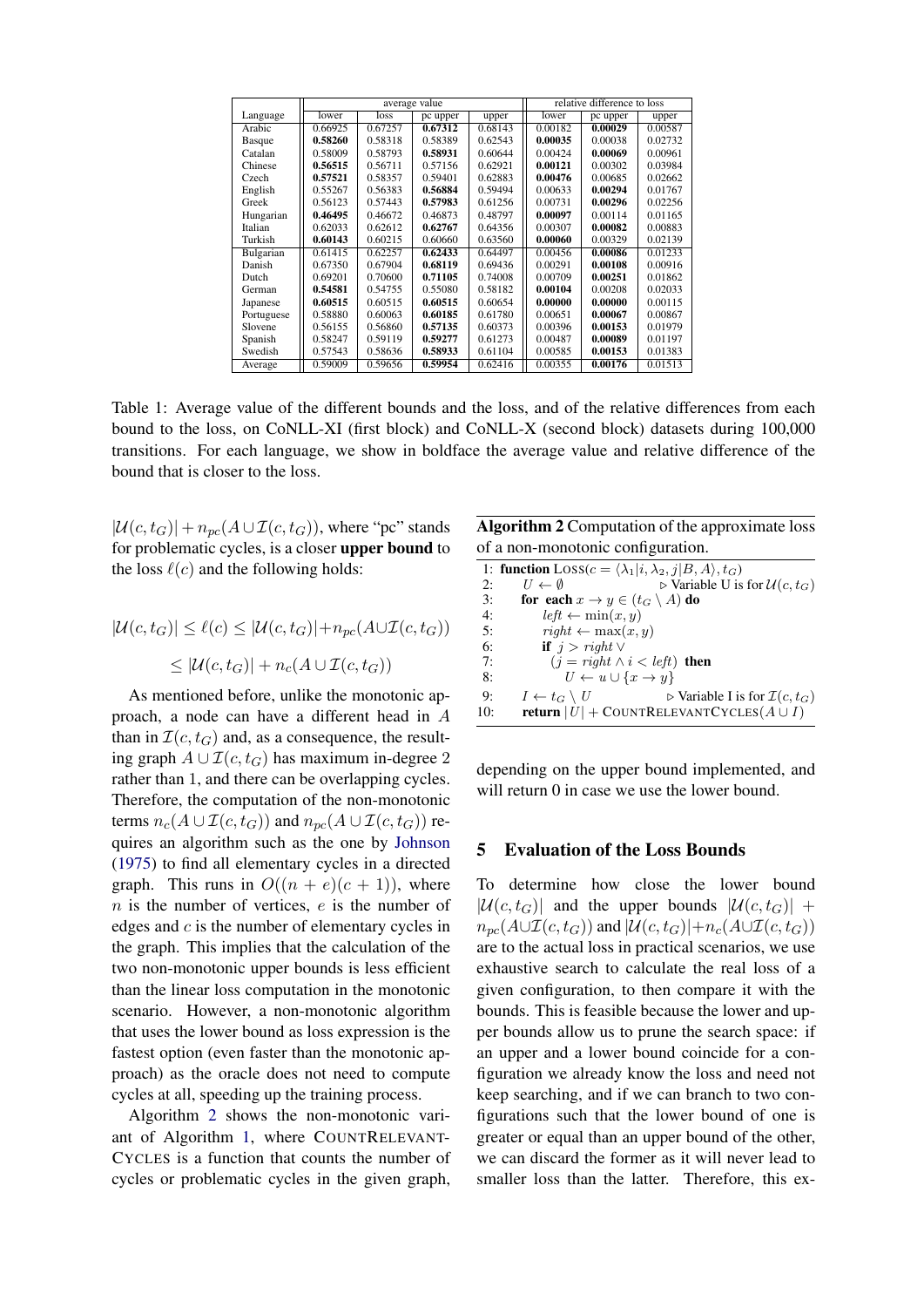| Language | average value | | | | relative difference to loss | | |
|---|---|---|---|---|---|---|---|
| | lower | loss | pc upper | upper | lower | pc upper | upper |
| Arabic | 0.66925 | 0.67257 | **0.67312** | 0.68143 | 0.00182 | **0.00029** | 0.00587 |
| Basque | **0.58260** | 0.58318 | 0.58389 | 0.62543 | **0.00035** | 0.00038 | 0.02732 |
| Catalan | 0.58009 | 0.58793 | **0.58931** | 0.60644 | 0.00424 | **0.00069** | 0.00961 |
| Chinese | **0.56515** | 0.56711 | 0.57156 | 0.62921 | **0.00121** | 0.00302 | 0.03984 |
| Czech | **0.57521** | 0.58357 | 0.59401 | 0.62883 | **0.00476** | 0.00685 | 0.02662 |
| English | 0.55267 | 0.56383 | **0.56884** | 0.59494 | 0.00633 | **0.00294** | 0.01767 |
| Greek | 0.56123 | 0.57443 | **0.57983** | 0.61256 | 0.00731 | **0.00296** | 0.02256 |
| Hungarian | **0.46495** | 0.46672 | 0.46873 | 0.48797 | **0.00097** | 0.00114 | 0.01165 |
| Italian | 0.62033 | 0.62612 | **0.62767** | 0.64356 | 0.00307 | **0.00082** | 0.00883 |
| Turkish | **0.60143** | 0.60215 | 0.60660 | 0.63560 | **0.00060** | 0.00329 | 0.02139 |
| Bulgarian | 0.61415 | 0.62257 | **0.62433** | 0.64497 | 0.00456 | **0.00086** | 0.01233 |
| Danish | 0.67350 | 0.67904 | **0.68119** | 0.69436 | 0.00291 | **0.00108** | 0.00916 |
| Dutch | 0.69201 | 0.70600 | **0.71105** | 0.74008 | 0.00709 | **0.00251** | 0.01862 |
| German | **0.54581** | 0.54755 | 0.55080 | 0.58182 | **0.00104** | 0.00208 | 0.02033 |
| Japanese | **0.60515** | 0.60515 | **0.60515** | 0.60654 | **0.00000** | **0.00000** | 0.00115 |
| Portuguese | 0.58880 | 0.60063 | **0.60185** | 0.61780 | 0.00651 | **0.00067** | 0.00867 |
| Slovene | 0.56155 | 0.56860 | **0.57135** | 0.60373 | 0.00396 | **0.00153** | 0.01979 |
| Spanish | 0.58247 | 0.59119 | **0.59277** | 0.61273 | 0.00487 | **0.00089** | 0.01197 |
| Swedish | 0.57543 | 0.58636 | **0.58933** | 0.61104 | 0.00585 | **0.00153** | 0.01383 |
| Average | 0.59009 | 0.59656 | **0.59954** | 0.62416 | 0.00355 | **0.00176** | 0.01513 |

Table 1: Average value of the different bounds and the loss, and of the relative differences from each bound to the loss, on CoNLL-XI (first block) and CoNLL-X (second block) datasets during 100,000 transitions. For each language, we show in boldface the average value and relative difference of the bound that is closer to the loss.

$|\mathcal{U}(c, t_G)| + n_{pc}(A \cup \mathcal{I}(c, t_G))$, where "pc" stands for problematic cycles, is a closer **upper bound** to the loss $\ell(c)$ and the following holds:

$$|\mathcal{U}(c, t_G)| \leq \ell(c) \leq |\mathcal{U}(c, t_G)| + n_{pc}(A \cup \mathcal{I}(c, t_G))$$

$$\leq |\mathcal{U}(c, t_G)| + n_c(A \cup \mathcal{I}(c, t_G))$$

As mentioned before, unlike the monotonic approach, a node can have a different head in $A$ than in $\mathcal{I}(c, t_G)$ and, as a consequence, the resulting graph $A \cup \mathcal{I}(c, t_G)$ has maximum in-degree 2 rather than 1, and there can be overlapping cycles. Therefore, the computation of the non-monotonic terms $n_c(A \cup \mathcal{I}(c, t_G))$ and $n_{pc}(A \cup \mathcal{I}(c, t_G))$ requires an algorithm such as the one by Johnson (1975) to find all elementary cycles in a directed graph. This runs in $O((n + e)(c + 1))$, where $n$ is the number of vertices, $e$ is the number of edges and $c$ is the number of elementary cycles in the graph. This implies that the calculation of the two non-monotonic upper bounds is less efficient than the linear loss computation in the monotonic scenario. However, a non-monotonic algorithm that uses the lower bound as loss expression is the fastest option (even faster than the monotonic approach) as the oracle does not need to compute cycles at all, speeding up the training process.

Algorithm 2 shows the non-monotonic variant of Algorithm 1, where COUNTRELEVANTCYCLES is a function that counts the number of cycles or problematic cycles in the given graph, depending on the upper bound implemented, and will return 0 in case we use the lower bound.

**Algorithm 2** Computation of the approximate loss of a non-monotonic configuration.

```
1:  function LOSS(c = ⟨λ1|i, λ2, j|B, A⟩, t_G)
2:      U ← ∅                          ▷ Variable U is for U(c, t_G)
3:      for each x → y ∈ (t_G \ A) do
4:          left ← min(x, y)
5:          right ← max(x, y)
6:          if j > right ∨
7:              (j = right ∧ i < left) then
8:              U ← u ∪ {x → y}
9:      I ← t_G \ U                    ▷ Variable I is for I(c, t_G)
10:     return |U| + COUNTRELEVANTCYCLES(A ∪ I)
```

## 5 Evaluation of the Loss Bounds

To determine how close the lower bound $|\mathcal{U}(c, t_G)|$ and the upper bounds $|\mathcal{U}(c, t_G)| + n_{pc}(A \cup \mathcal{I}(c, t_G))$ and $|\mathcal{U}(c, t_G)| + n_c(A \cup \mathcal{I}(c, t_G))$ are to the actual loss in practical scenarios, we use exhaustive search to calculate the real loss of a given configuration, to then compare it with the bounds. This is feasible because the lower and upper bounds allow us to prune the search space: if an upper and a lower bound coincide for a configuration we already know the loss and need not keep searching, and if we can branch to two configurations such that the lower bound of one is greater or equal than an upper bound of the other, we can discard the former as it will never lead to smaller loss than the latter. Therefore, this ex-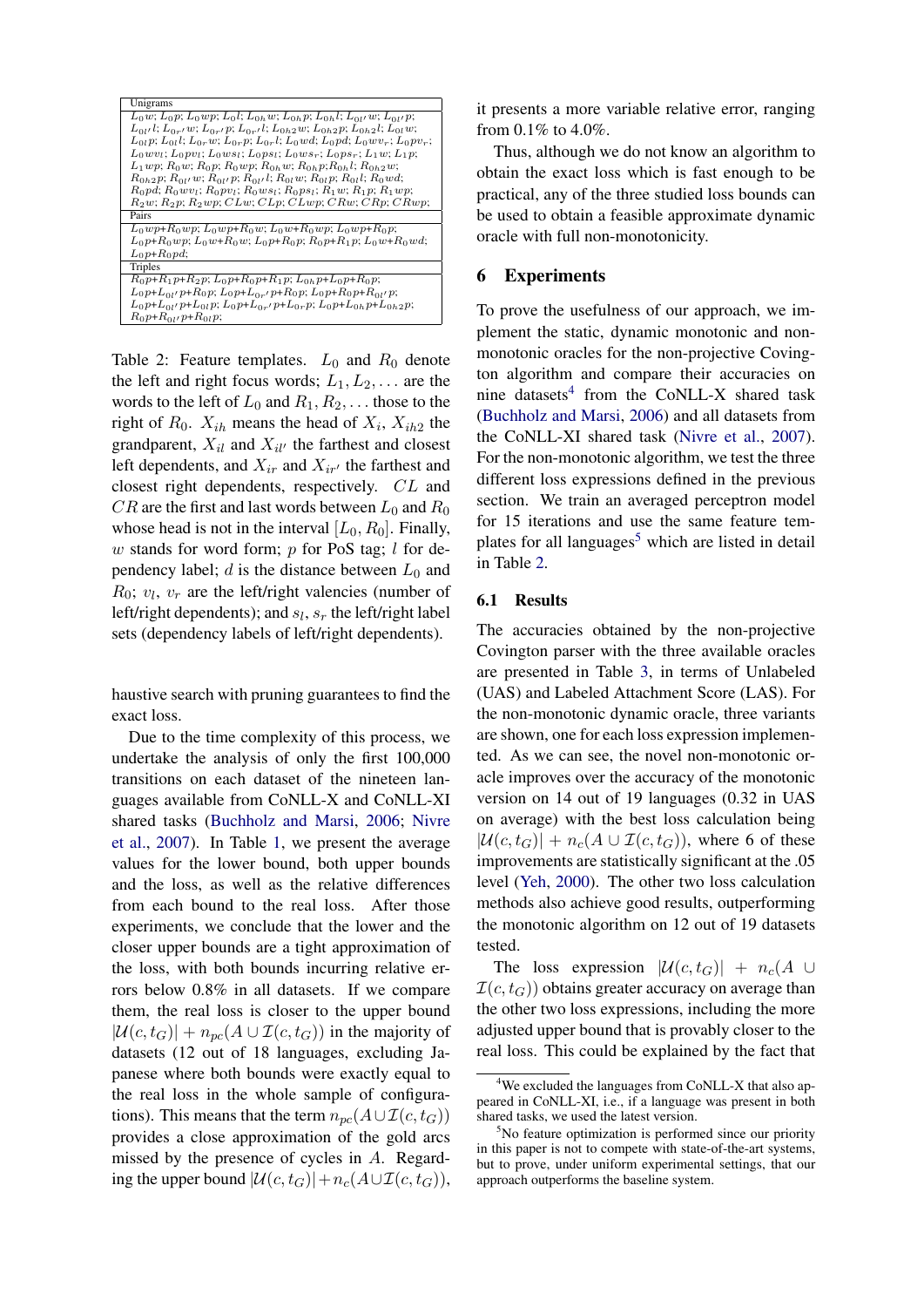| Unigrams |
|---|
| $L_0w$; $L_0p$; $L_0wp$; $L_0l$; $L_{0h}w$; $L_{0h}p$; $L_{0h}l$; $L_{0l'}w$; $L_{0l'}p$; $L_{0l'}l$; $L_{0r'}w$; $L_{0r'}p$; $L_{0r'}l$; $L_{0h2}w$; $L_{0h2}p$; $L_{0h2}l$; $L_{0l}w$; $L_{0l}p$; $L_{0l}l$; $L_{0r}w$; $L_{0r}p$; $L_{0r}l$; $L_0wd$; $L_0pd$; $L_0wv_r$; $L_0pv_r$; $L_0wv_l$; $L_0pv_l$; $L_0ws_l$; $L_0ps_l$; $L_0ws_r$; $L_0ps_r$; $L_1w$; $L_1p$; $L_1wp$; $R_0w$; $R_0p$; $R_0wp$; $R_{0h}w$; $R_{0h}p$;$R_{0h}l$; $R_{0h2}w$; $R_{0h2}p$; $R_{0l'}w$; $R_{0l'}p$; $R_{0l'}l$; $R_{0l}w$; $R_{0l}p$; $R_{0l}l$; $R_0wd$; $R_0pd$; $R_0wv_l$; $R_0pv_l$; $R_0ws_l$; $R_0ps_l$; $R_1w$; $R_1p$; $R_1wp$; $R_2w$; $R_2p$; $R_2wp$; $CLw$; $CLp$; $CLwp$; $CRw$; $CRp$; $CRwp$; |
| **Pairs** |
| $L_0wp$+$R_0wp$; $L_0wp$+$R_0w$; $L_0w$+$R_0wp$; $L_0wp$+$R_0p$; $L_0p$+$R_0wp$; $L_0w$+$R_0w$; $L_0p$+$R_0p$; $R_0p$+$R_1p$; $L_0w$+$R_0wd$; $L_0p$+$R_0pd$; |
| **Triples** |
| $R_0p$+$R_1p$+$R_2p$; $L_0p$+$R_0p$+$R_1p$; $L_{0h}p$+$L_0p$+$R_0p$; $L_0p$+$L_{0l'}p$+$R_0p$; $L_0p$+$L_{0r'}p$+$R_0p$; $L_0p$+$R_0p$+$R_{0l'}p$; $L_0p$+$L_{0l'}p$+$L_{0l}p$; $L_0p$+$L_{0r'}p$+$L_{0r}p$; $L_0p$+$L_{0h}p$+$L_{0h2}p$; $R_0p$+$R_{0l'}p$+$R_{0l}p$; |

Table 2: Feature templates. $L_0$ and $R_0$ denote the left and right focus words; $L_1, L_2, \ldots$ are the words to the left of $L_0$ and $R_1, R_2, \ldots$ those to the right of $R_0$. $X_{ih}$ means the head of $X_i$, $X_{ih2}$ the grandparent, $X_{il}$ and $X_{il'}$ the farthest and closest left dependents, and $X_{ir}$ and $X_{ir'}$ the farthest and closest right dependents, respectively. $CL$ and $CR$ are the first and last words between $L_0$ and $R_0$ whose head is not in the interval $[L_0, R_0]$. Finally, $w$ stands for word form; $p$ for PoS tag; $l$ for dependency label; $d$ is the distance between $L_0$ and $R_0$; $v_l$, $v_r$ are the left/right valencies (number of left/right dependents); and $s_l$, $s_r$ the left/right label sets (dependency labels of left/right dependents).

haustive search with pruning guarantees to find the exact loss.

Due to the time complexity of this process, we undertake the analysis of only the first 100,000 transitions on each dataset of the nineteen languages available from CoNLL-X and CoNLL-XI shared tasks (Buchholz and Marsi, 2006; Nivre et al., 2007). In Table 1, we present the average values for the lower bound, both upper bounds and the loss, as well as the relative differences from each bound to the real loss. After those experiments, we conclude that the lower and the closer upper bounds are a tight approximation of the loss, with both bounds incurring relative errors below 0.8% in all datasets. If we compare them, the real loss is closer to the upper bound $|\mathcal{U}(c, t_G)| + n_{pc}(A \cup \mathcal{I}(c, t_G))$ in the majority of datasets (12 out of 18 languages, excluding Japanese where both bounds were exactly equal to the real loss in the whole sample of configurations). This means that the term $n_{pc}(A \cup \mathcal{I}(c, t_G))$ provides a close approximation of the gold arcs missed by the presence of cycles in $A$. Regarding the upper bound $|\mathcal{U}(c, t_G)| + n_c(A \cup \mathcal{I}(c, t_G))$, it presents a more variable relative error, ranging from 0.1% to 4.0%.

Thus, although we do not know an algorithm to obtain the exact loss which is fast enough to be practical, any of the three studied loss bounds can be used to obtain a feasible approximate dynamic oracle with full non-monotonicity.

## 6 Experiments

To prove the usefulness of our approach, we implement the static, dynamic monotonic and non-monotonic oracles for the non-projective Covington algorithm and compare their accuracies on nine datasets[4] from the CoNLL-X shared task (Buchholz and Marsi, 2006) and all datasets from the CoNLL-XI shared task (Nivre et al., 2007). For the non-monotonic algorithm, we test the three different loss expressions defined in the previous section. We train an averaged perceptron model for 15 iterations and use the same feature templates for all languages[5] which are listed in detail in Table 2.

### 6.1 Results

The accuracies obtained by the non-projective Covington parser with the three available oracles are presented in Table 3, in terms of Unlabeled (UAS) and Labeled Attachment Score (LAS). For the non-monotonic dynamic oracle, three variants are shown, one for each loss expression implemented. As we can see, the novel non-monotonic oracle improves over the accuracy of the monotonic version on 14 out of 19 languages (0.32 in UAS on average) with the best loss calculation being $|\mathcal{U}(c, t_G)| + n_c(A \cup \mathcal{I}(c, t_G))$, where 6 of these improvements are statistically significant at the .05 level (Yeh, 2000). The other two loss calculation methods also achieve good results, outperforming the monotonic algorithm on 12 out of 19 datasets tested.

The loss expression $|\mathcal{U}(c, t_G)| + n_c(A \cup \mathcal{I}(c, t_G))$ obtains greater accuracy on average than the other two loss expressions, including the more adjusted upper bound that is provably closer to the real loss. This could be explained by the fact that

[4] We excluded the languages from CoNLL-X that also appeared in CoNLL-XI, i.e., if a language was present in both shared tasks, we used the latest version.

[5] No feature optimization is performed since our priority in this paper is not to compete with state-of-the-art systems, but to prove, under uniform experimental settings, that our approach outperforms the baseline system.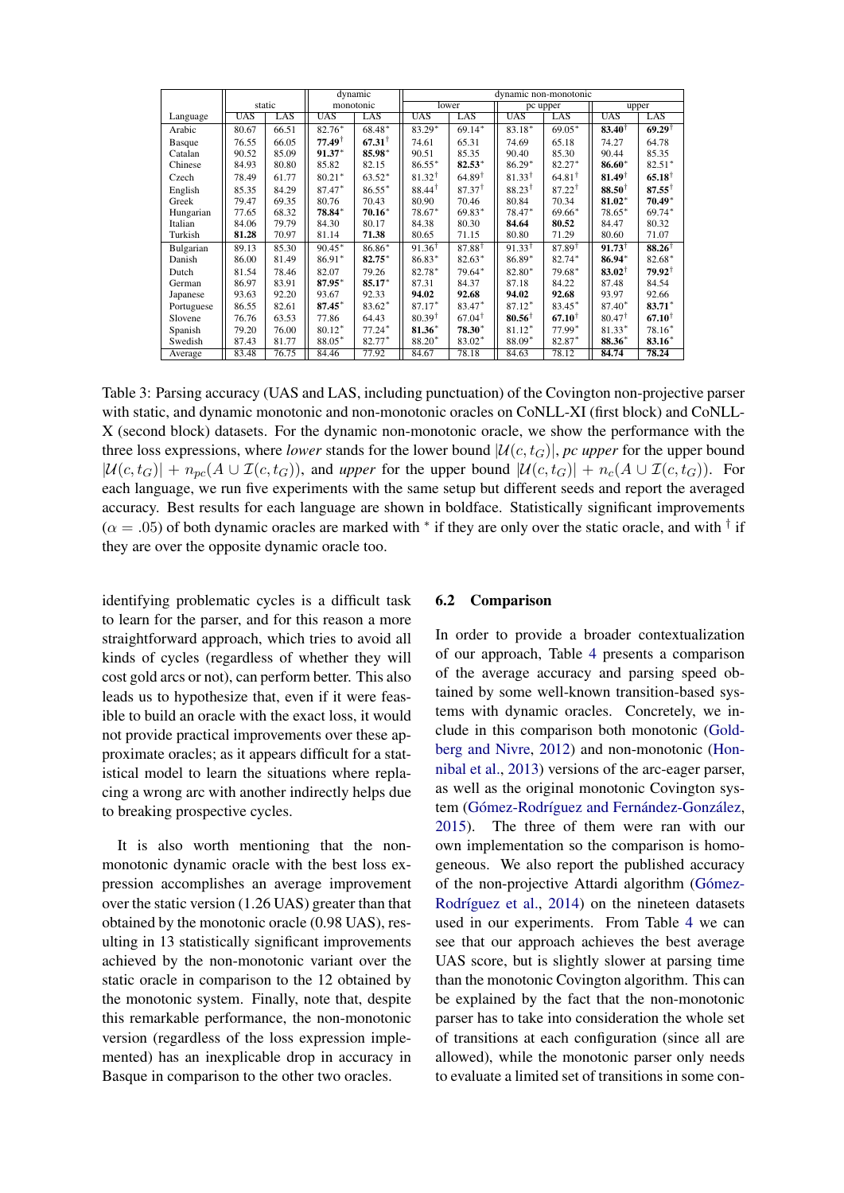| Language | static | | dynamic monotonic | | dynamic non-monotonic | | | | | |
|---|---|---|---|---|---|---|---|---|---|---|
| | | | | | lower | | pc upper | | upper | |
| | UAS | LAS | UAS | LAS | UAS | LAS | UAS | LAS | UAS | LAS |
| Arabic | 80.67 | 66.51 | 82.76* | 68.48* | 83.29* | 69.14* | 83.18* | 69.05* | **83.40**† | **69.29**† |
| Basque | 76.55 | 66.05 | **77.49**† | **67.31**† | 74.61 | 65.31 | 74.69 | 65.18 | 74.27 | 64.78 |
| Catalan | 90.52 | 85.09 | **91.37*** | **85.98*** | 90.51 | 85.35 | 90.40 | 85.30 | 90.44 | 85.35 |
| Chinese | 84.93 | 80.80 | 85.82 | 82.15 | 86.55* | **82.53*** | 86.29* | 82.27* | **86.60*** | 82.51* |
| Czech | 78.49 | 61.77 | 80.21* | 63.52* | 81.32† | 64.89† | 81.33† | 64.81† | **81.49**† | **65.18**† |
| English | 85.35 | 84.29 | 87.47* | 86.55* | 88.44† | 87.37† | 88.23† | 87.22† | **88.50**† | **87.55**† |
| Greek | 79.47 | 69.35 | 80.76 | 70.43 | 80.90 | 70.46 | 80.84 | 70.34 | **81.02*** | **70.49*** |
| Hungarian | 77.65 | 68.32 | **78.84*** | **70.16*** | 78.67* | 69.83* | 78.47* | 69.66* | 78.65* | 69.74* |
| Italian | 84.06 | 79.79 | 84.30 | 80.17 | 84.38 | 80.30 | **84.64** | **80.52** | 84.47 | 80.32 |
| Turkish | **81.28** | 70.97 | 81.14 | **71.38** | 80.65 | 71.15 | 80.80 | 71.29 | 80.60 | 71.07 |
| Bulgarian | 89.13 | 85.30 | 90.45* | 86.86* | 91.36† | 87.88† | 91.33† | 87.89† | **91.73**† | **88.26**† |
| Danish | 86.00 | 81.49 | 86.91* | **82.75*** | 86.83* | 82.63* | 86.89* | 82.74* | **86.94*** | 82.68* |
| Dutch | 81.54 | 78.46 | 82.07 | 79.26 | 82.78* | 79.64* | 82.80* | 79.68* | **83.02**† | **79.92**† |
| German | 86.97 | 83.91 | **87.95*** | **85.17*** | 87.31 | 84.37 | 87.18 | 84.22 | 87.48 | 84.54 |
| Japanese | 93.63 | 92.20 | 93.67 | 92.33 | **94.02** | **92.68** | **94.02** | **92.68** | 93.97 | 92.66 |
| Portuguese | 86.55 | 82.61 | **87.45*** | 83.62* | 87.17* | 83.47* | 87.12* | 83.45* | 87.40* | **83.71*** |
| Slovene | 76.76 | 63.53 | 77.86 | 64.43 | 80.39† | 67.04† | **80.56**† | **67.10**† | 80.47† | 67.10† |
| Spanish | 79.20 | 76.00 | 80.12* | 77.24* | **81.36*** | **78.30*** | 81.12* | 77.99* | 81.33* | 78.16* |
| Swedish | 87.43 | 81.77 | 88.05* | 82.77* | 88.20* | 83.02* | 88.09* | 82.87* | **88.36*** | **83.16*** |
| Average | 83.48 | 76.75 | 84.46 | 77.92 | 84.67 | 78.18 | 84.63 | 78.12 | **84.74** | **78.24** |

Table 3: Parsing accuracy (UAS and LAS, including punctuation) of the Covington non-projective parser with static, and dynamic monotonic and non-monotonic oracles on CoNLL-XI (first block) and CoNLL-X (second block) datasets. For the dynamic non-monotonic oracle, we show the performance with the three loss expressions, where *lower* stands for the lower bound $|\mathcal{U}(c, t_G)|$, *pc upper* for the upper bound $|\mathcal{U}(c, t_G)| + n_{pc}(A \cup \mathcal{I}(c, t_G))$, and *upper* for the upper bound $|\mathcal{U}(c, t_G)| + n_c(A \cup \mathcal{I}(c, t_G))$. For each language, we run five experiments with the same setup but different seeds and report the averaged accuracy. Best results for each language are shown in boldface. Statistically significant improvements ($\alpha = .05$) of both dynamic oracles are marked with * if they are only over the static oracle, and with † if they are over the opposite dynamic oracle too.

identifying problematic cycles is a difficult task to learn for the parser, and for this reason a more straightforward approach, which tries to avoid all kinds of cycles (regardless of whether they will cost gold arcs or not), can perform better. This also leads us to hypothesize that, even if it were feasible to build an oracle with the exact loss, it would not provide practical improvements over these approximate oracles; as it appears difficult for a statistical model to learn the situations where replacing a wrong arc with another indirectly helps due to breaking prospective cycles.

It is also worth mentioning that the non-monotonic dynamic oracle with the best loss expression accomplishes an average improvement over the static version (1.26 UAS) greater than that obtained by the monotonic oracle (0.98 UAS), resulting in 13 statistically significant improvements achieved by the non-monotonic variant over the static oracle in comparison to the 12 obtained by the monotonic system. Finally, note that, despite this remarkable performance, the non-monotonic version (regardless of the loss expression implemented) has an inexplicable drop in accuracy in Basque in comparison to the other two oracles.

## 6.2 Comparison

In order to provide a broader contextualization of our approach, Table 4 presents a comparison of the average accuracy and parsing speed obtained by some well-known transition-based systems with dynamic oracles. Concretely, we include in this comparison both monotonic (Goldberg and Nivre, 2012) and non-monotonic (Honnibal et al., 2013) versions of the arc-eager parser, as well as the original monotonic Covington system (Gómez-Rodríguez and Fernández-González, 2015). The three of them were ran with our own implementation so the comparison is homogeneous. We also report the published accuracy of the non-projective Attardi algorithm (Gómez-Rodríguez et al., 2014) on the nineteen datasets used in our experiments. From Table 4 we can see that our approach achieves the best average UAS score, but is slightly slower at parsing time than the monotonic Covington algorithm. This can be explained by the fact that the non-monotonic parser has to take into consideration the whole set of transitions at each configuration (since all are allowed), while the monotonic parser only needs to evaluate a limited set of transitions in some con-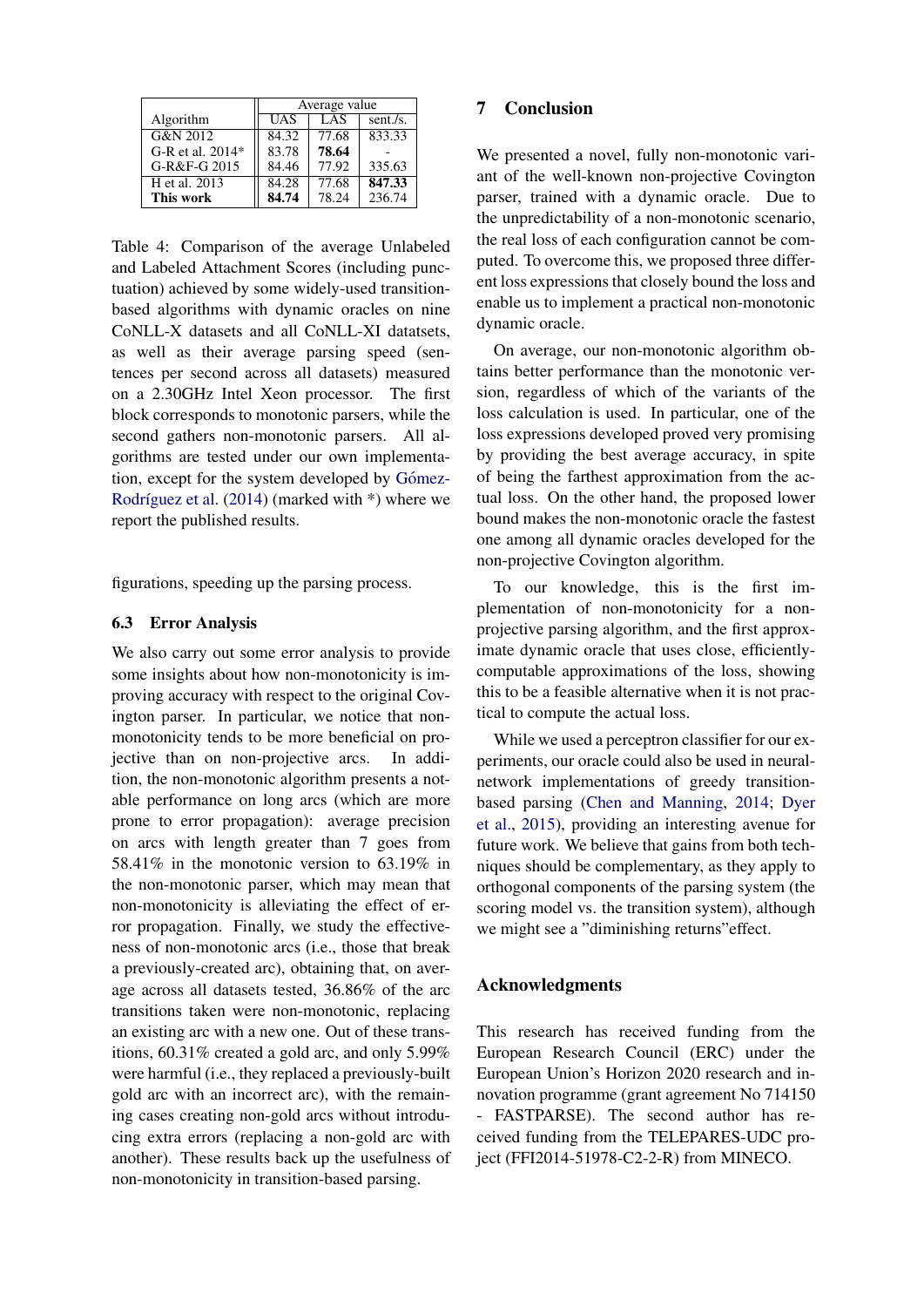| Algorithm | Average value | | |
|---|---|---|---|
| | UAS | LAS | sent./s. |
| G&N 2012 | 84.32 | 77.68 | 833.33 |
| G-R et al. 2014* | 83.78 | **78.64** | - |
| G-R&F-G 2015 | 84.46 | 77.92 | 335.63 |
| H et al. 2013 | 84.28 | 77.68 | **847.33** |
| **This work** | **84.74** | 78.24 | 236.74 |

Table 4: Comparison of the average Unlabeled and Labeled Attachment Scores (including punctuation) achieved by some widely-used transition-based algorithms with dynamic oracles on nine CoNLL-X datasets and all CoNLL-XI datatsets, as well as their average parsing speed (sentences per second across all datasets) measured on a 2.30GHz Intel Xeon processor. The first block corresponds to monotonic parsers, while the second gathers non-monotonic parsers. All algorithms are tested under our own implementation, except for the system developed by Gómez-Rodríguez et al. (2014) (marked with *) where we report the published results.

figurations, speeding up the parsing process.

### 6.3 Error Analysis

We also carry out some error analysis to provide some insights about how non-monotonicity is improving accuracy with respect to the original Covington parser. In particular, we notice that non-monotonicity tends to be more beneficial on projective than on non-projective arcs. In addition, the non-monotonic algorithm presents a notable performance on long arcs (which are more prone to error propagation): average precision on arcs with length greater than 7 goes from 58.41% in the monotonic version to 63.19% in the non-monotonic parser, which may mean that non-monotonicity is alleviating the effect of error propagation. Finally, we study the effectiveness of non-monotonic arcs (i.e., those that break a previously-created arc), obtaining that, on average across all datasets tested, 36.86% of the arc transitions taken were non-monotonic, replacing an existing arc with a new one. Out of these transitions, 60.31% created a gold arc, and only 5.99% were harmful (i.e., they replaced a previously-built gold arc with an incorrect arc), with the remaining cases creating non-gold arcs without introducing extra errors (replacing a non-gold arc with another). These results back up the usefulness of non-monotonicity in transition-based parsing.

## 7 Conclusion

We presented a novel, fully non-monotonic variant of the well-known non-projective Covington parser, trained with a dynamic oracle. Due to the unpredictability of a non-monotonic scenario, the real loss of each configuration cannot be computed. To overcome this, we proposed three different loss expressions that closely bound the loss and enable us to implement a practical non-monotonic dynamic oracle.

On average, our non-monotonic algorithm obtains better performance than the monotonic version, regardless of which of the variants of the loss calculation is used. In particular, one of the loss expressions developed proved very promising by providing the best average accuracy, in spite of being the farthest approximation from the actual loss. On the other hand, the proposed lower bound makes the non-monotonic oracle the fastest one among all dynamic oracles developed for the non-projective Covington algorithm.

To our knowledge, this is the first implementation of non-monotonicity for a non-projective parsing algorithm, and the first approximate dynamic oracle that uses close, efficiently-computable approximations of the loss, showing this to be a feasible alternative when it is not practical to compute the actual loss.

While we used a perceptron classifier for our experiments, our oracle could also be used in neural-network implementations of greedy transition-based parsing (Chen and Manning, 2014; Dyer et al., 2015), providing an interesting avenue for future work. We believe that gains from both techniques should be complementary, as they apply to orthogonal components of the parsing system (the scoring model vs. the transition system), although we might see a "diminishing returns"effect.

## Acknowledgments

This research has received funding from the European Research Council (ERC) under the European Union's Horizon 2020 research and innovation programme (grant agreement No 714150 - FASTPARSE). The second author has received funding from the TELEPARES-UDC project (FFI2014-51978-C2-2-R) from MINECO.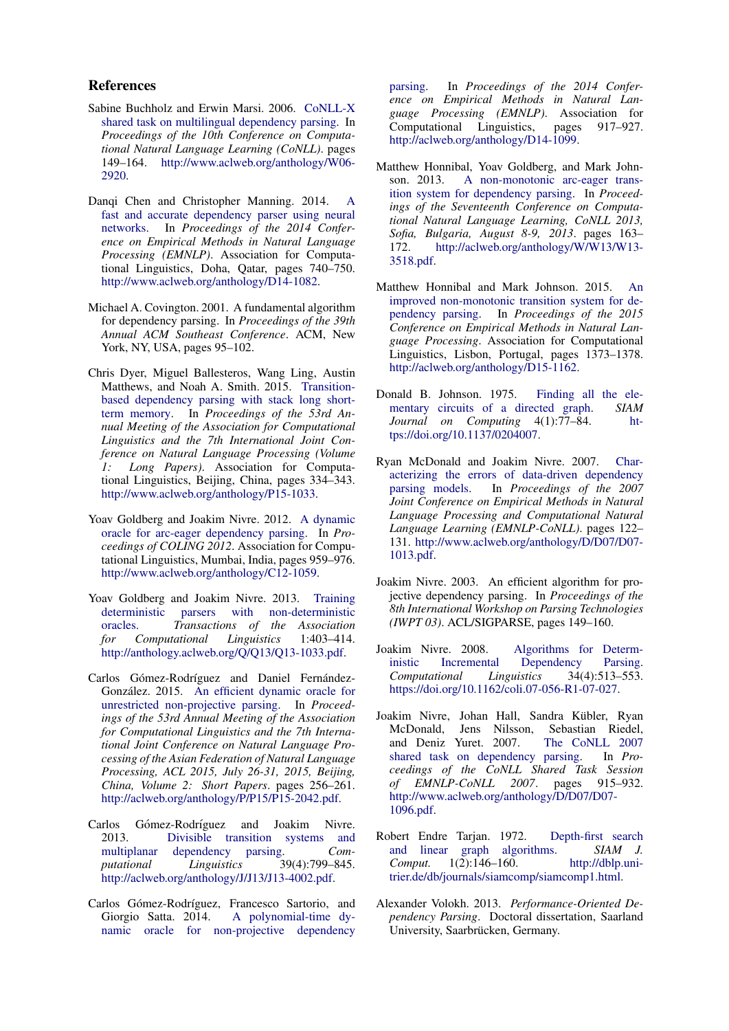## References

Sabine Buchholz and Erwin Marsi. 2006. CoNLL-X shared task on multilingual dependency parsing. In *Proceedings of the 10th Conference on Computational Natural Language Learning (CoNLL)*. pages 149–164. http://www.aclweb.org/anthology/W06-2920.

Danqi Chen and Christopher Manning. 2014. A fast and accurate dependency parser using neural networks. In *Proceedings of the 2014 Conference on Empirical Methods in Natural Language Processing (EMNLP)*. Association for Computational Linguistics, Doha, Qatar, pages 740–750. http://www.aclweb.org/anthology/D14-1082.

Michael A. Covington. 2001. A fundamental algorithm for dependency parsing. In *Proceedings of the 39th Annual ACM Southeast Conference*. ACM, New York, NY, USA, pages 95–102.

Chris Dyer, Miguel Ballesteros, Wang Ling, Austin Matthews, and Noah A. Smith. 2015. Transition-based dependency parsing with stack long short-term memory. In *Proceedings of the 53rd Annual Meeting of the Association for Computational Linguistics and the 7th International Joint Conference on Natural Language Processing (Volume 1: Long Papers)*. Association for Computational Linguistics, Beijing, China, pages 334–343. http://www.aclweb.org/anthology/P15-1033.

Yoav Goldberg and Joakim Nivre. 2012. A dynamic oracle for arc-eager dependency parsing. In *Proceedings of COLING 2012*. Association for Computational Linguistics, Mumbai, India, pages 959–976. http://www.aclweb.org/anthology/C12-1059.

Yoav Goldberg and Joakim Nivre. 2013. Training deterministic parsers with non-deterministic oracles. *Transactions of the Association for Computational Linguistics* 1:403–414. http://anthology.aclweb.org/Q/Q13/Q13-1033.pdf.

Carlos Gómez-Rodríguez and Daniel Fernández-González. 2015. An efficient dynamic oracle for unrestricted non-projective parsing. In *Proceedings of the 53rd Annual Meeting of the Association for Computational Linguistics and the 7th International Joint Conference on Natural Language Processing of the Asian Federation of Natural Language Processing, ACL 2015, July 26-31, 2015, Beijing, China, Volume 2: Short Papers*. pages 256–261. http://aclweb.org/anthology/P/P15/P15-2042.pdf.

Carlos Gómez-Rodríguez and Joakim Nivre. 2013. Divisible transition systems and multiplanar dependency parsing. *Computational Linguistics* 39(4):799–845. http://aclweb.org/anthology/J/J13/J13-4002.pdf.

Carlos Gómez-Rodríguez, Francesco Sartorio, and Giorgio Satta. 2014. A polynomial-time dynamic oracle for non-projective dependency parsing. In *Proceedings of the 2014 Conference on Empirical Methods in Natural Language Processing (EMNLP)*. Association for Computational Linguistics, pages 917–927. http://aclweb.org/anthology/D14-1099.

Matthew Honnibal, Yoav Goldberg, and Mark Johnson. 2013. A non-monotonic arc-eager transition system for dependency parsing. In *Proceedings of the Seventeenth Conference on Computational Natural Language Learning, CoNLL 2013, Sofia, Bulgaria, August 8-9, 2013*. pages 163–172. http://aclweb.org/anthology/W/W13/W13-3518.pdf.

Matthew Honnibal and Mark Johnson. 2015. An improved non-monotonic transition system for dependency parsing. In *Proceedings of the 2015 Conference on Empirical Methods in Natural Language Processing*. Association for Computational Linguistics, Lisbon, Portugal, pages 1373–1378. http://aclweb.org/anthology/D15-1162.

Donald B. Johnson. 1975. Finding all the elementary circuits of a directed graph. *SIAM Journal on Computing* 4(1):77–84. https://doi.org/10.1137/0204007.

Ryan McDonald and Joakim Nivre. 2007. Characterizing the errors of data-driven dependency parsing models. In *Proceedings of the 2007 Joint Conference on Empirical Methods in Natural Language Processing and Computational Natural Language Learning (EMNLP-CoNLL)*. pages 122–131. http://www.aclweb.org/anthology/D/D07/D07-1013.pdf.

Joakim Nivre. 2003. An efficient algorithm for projective dependency parsing. In *Proceedings of the 8th International Workshop on Parsing Technologies (IWPT 03)*. ACL/SIGPARSE, pages 149–160.

Joakim Nivre. 2008. Algorithms for Deterministic Incremental Dependency Parsing. *Computational Linguistics* 34(4):513–553. https://doi.org/10.1162/coli.07-056-R1-07-027.

Joakim Nivre, Johan Hall, Sandra Kübler, Ryan McDonald, Jens Nilsson, Sebastian Riedel, and Deniz Yuret. 2007. The CoNLL 2007 shared task on dependency parsing. In *Proceedings of the CoNLL Shared Task Session of EMNLP-CoNLL 2007*. pages 915–932. http://www.aclweb.org/anthology/D/D07/D07-1096.pdf.

Robert Endre Tarjan. 1972. Depth-first search and linear graph algorithms. *SIAM J. Comput.* 1(2):146–160. http://dblp.uni-trier.de/db/journals/siamcomp/siamcomp1.html.

Alexander Volokh. 2013. *Performance-Oriented Dependency Parsing*. Doctoral dissertation, Saarland University, Saarbrücken, Germany.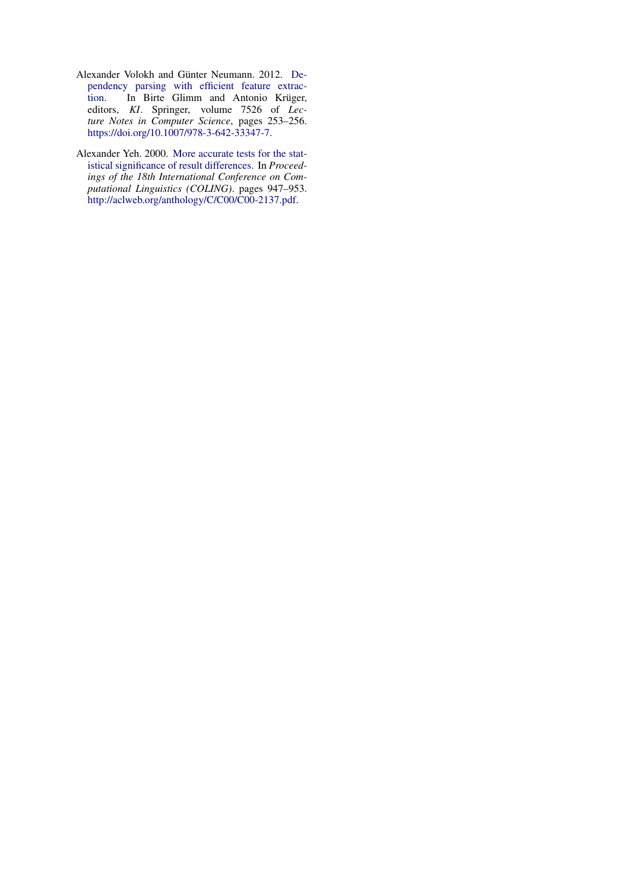Alexander Volokh and Günter Neumann. 2012. Dependency parsing with efficient feature extraction. In Birte Glimm and Antonio Krüger, editors, *KI*. Springer, volume 7526 of *Lecture Notes in Computer Science*, pages 253–256. https://doi.org/10.1007/978-3-642-33347-7.

Alexander Yeh. 2000. More accurate tests for the statistical significance of result differences. In *Proceedings of the 18th International Conference on Computational Linguistics (COLING)*. pages 947–953. http://aclweb.org/anthology/C/C00/C00-2137.pdf.